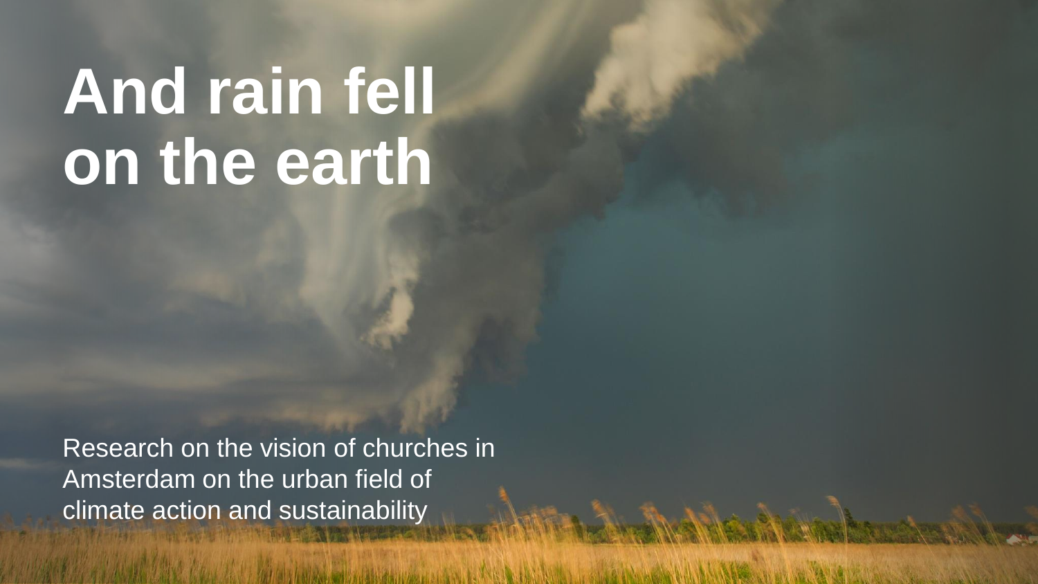# And rain fell on the earth

Research on the vision of churches in Amsterdam on the urban field of climate action and sustainability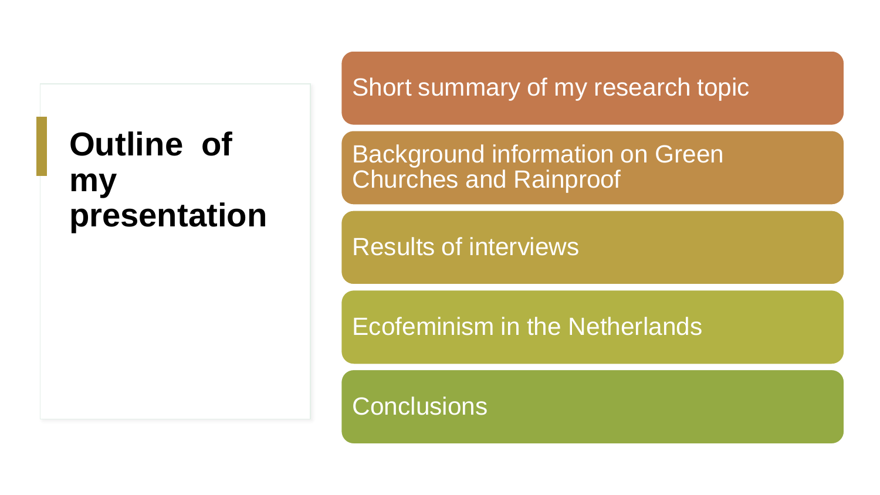# Outline of my presentation

- Short summary of my research topic
- Background information on Green Churches and Rainproof
- Results of interviews
- Ecofeminism in the Netherlands
- Conclusions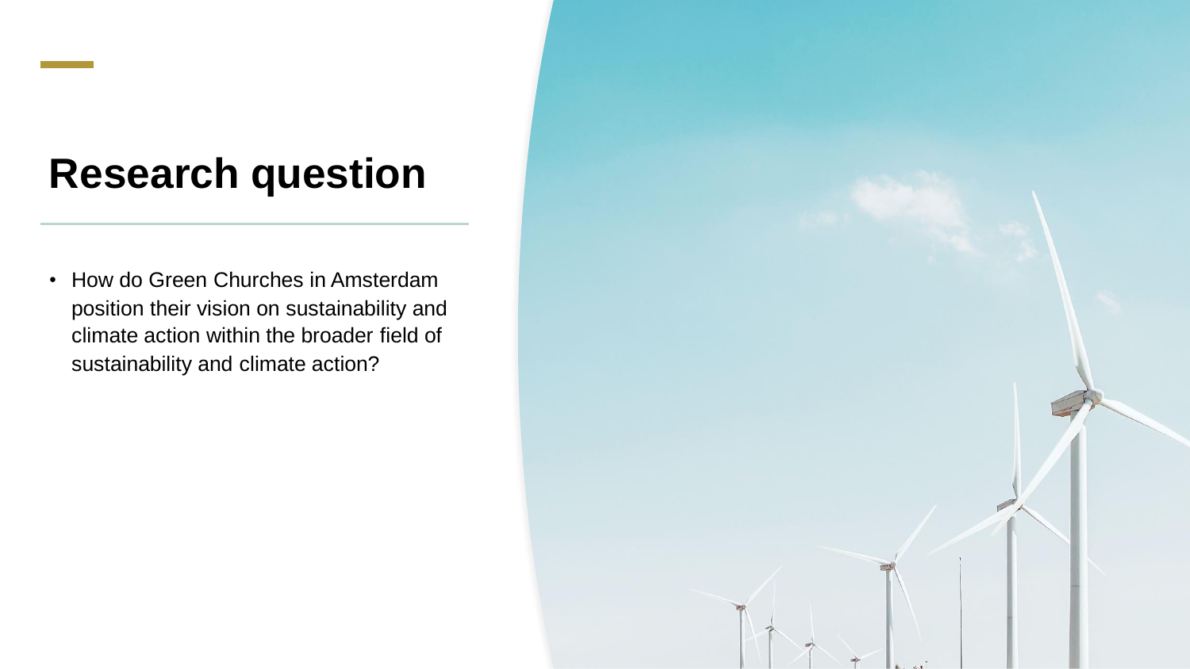# Research question

- How do Green Churches in Amsterdam position their vision on sustainability and climate action within the broader field of sustainability and climate action?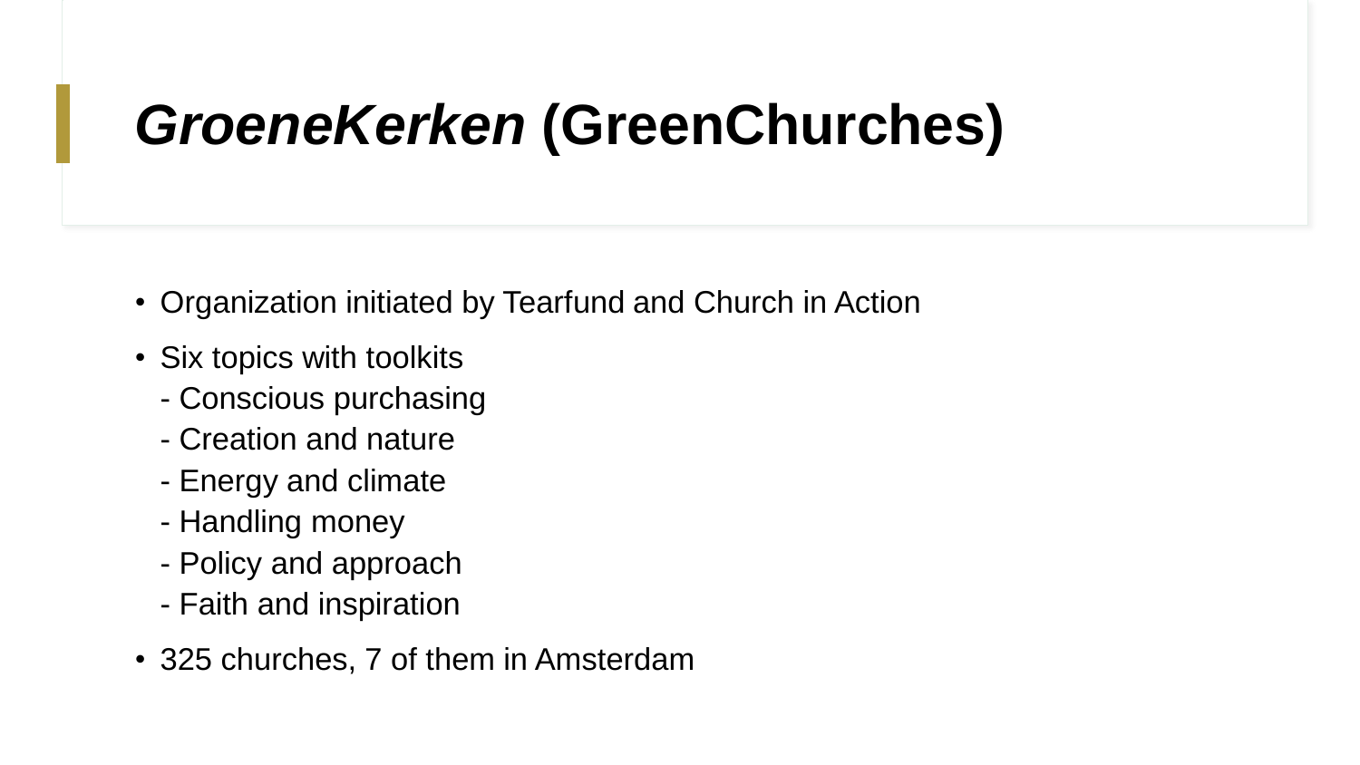# *GroeneKerken* (GreenChurches)

- Organization initiated by Tearfund and Church in Action
- Six topics with toolkits
  - Conscious purchasing
  - Creation and nature
  - Energy and climate
  - Handling money
  - Policy and approach
  - Faith and inspiration
- 325 churches, 7 of them in Amsterdam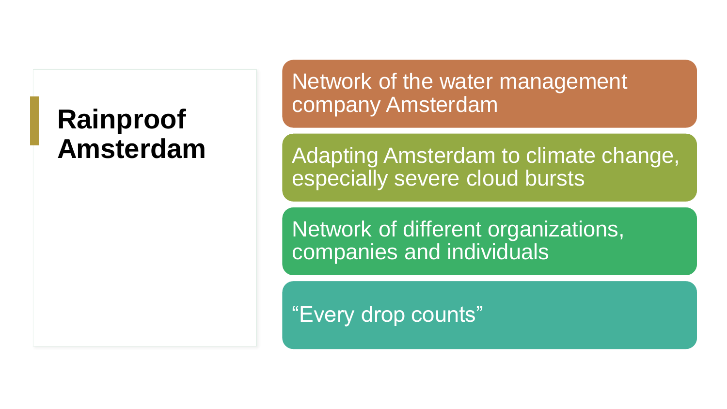# Rainproof Amsterdam

- Network of the water management company Amsterdam
- Adapting Amsterdam to climate change, especially severe cloud bursts
- Network of different organizations, companies and individuals
- “Every drop counts”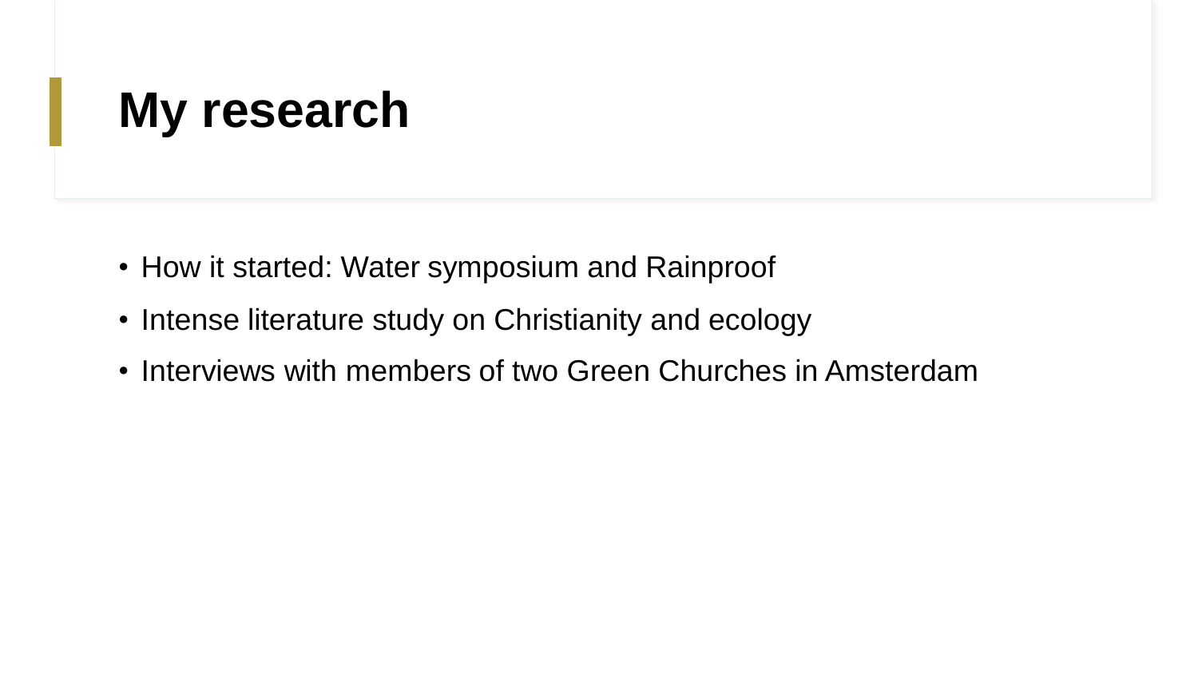# My research

- How it started: Water symposium and Rainproof
- Intense literature study on Christianity and ecology
- Interviews with members of two Green Churches in Amsterdam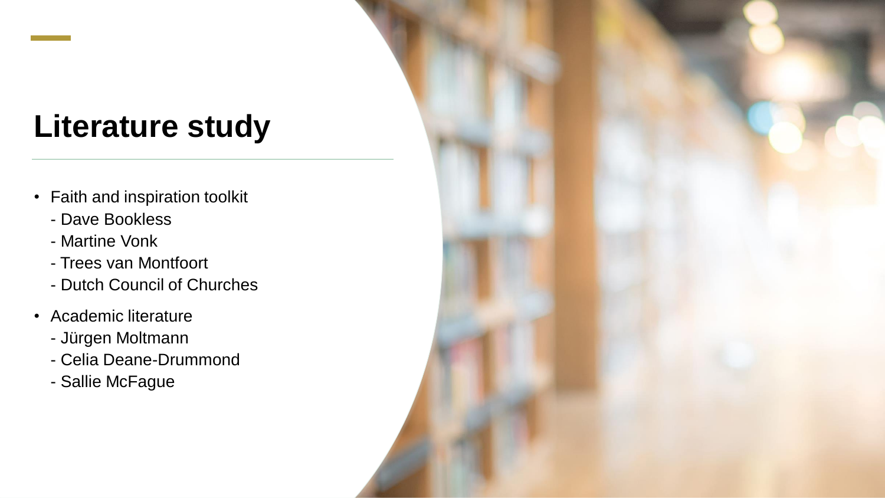# Literature study

- Faith and inspiration toolkit
  - Dave Bookless
  - Martine Vonk
  - Trees van Montfoort
  - Dutch Council of Churches
- Academic literature
  - Jürgen Moltmann
  - Celia Deane-Drummond
  - Sallie McFague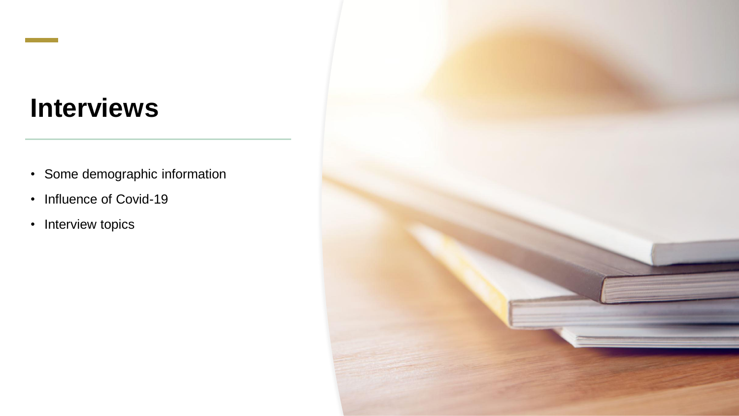# Interviews

- Some demographic information
- Influence of Covid-19
- Interview topics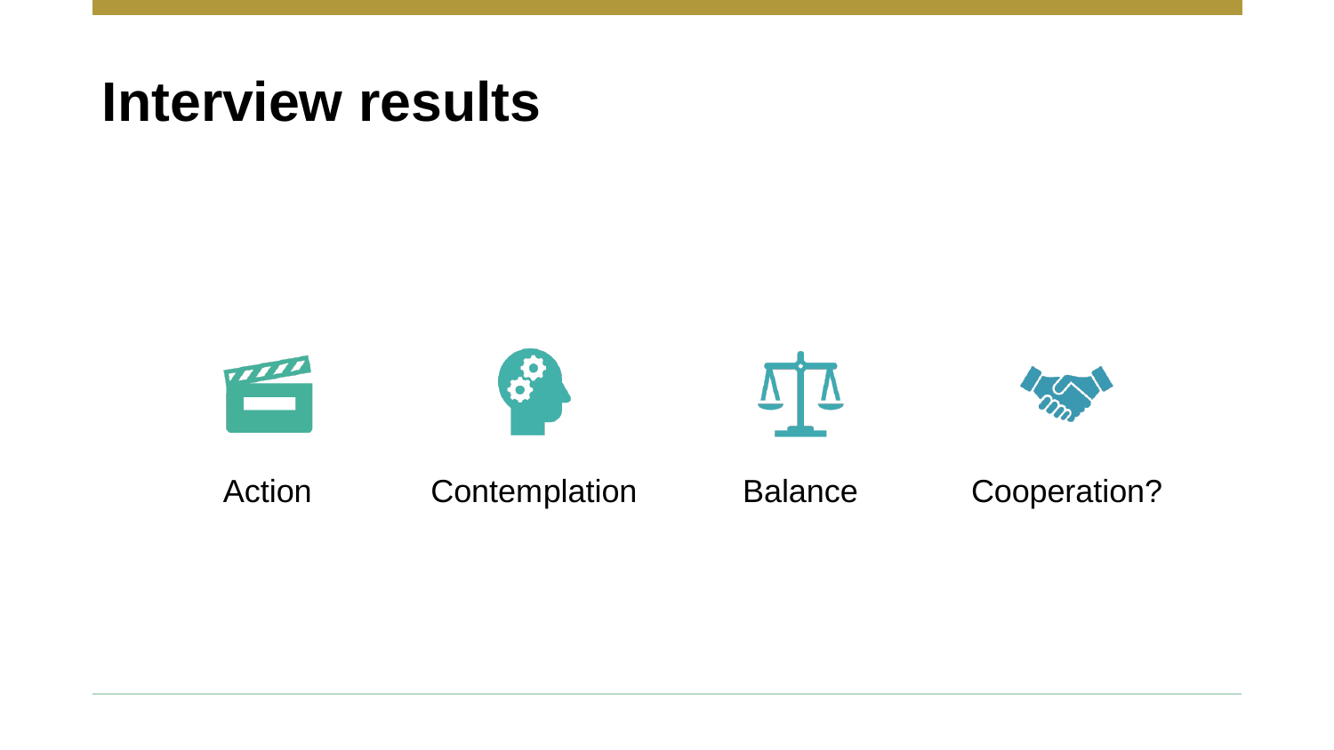# Interview results

Action

Contemplation

Balance

Cooperation?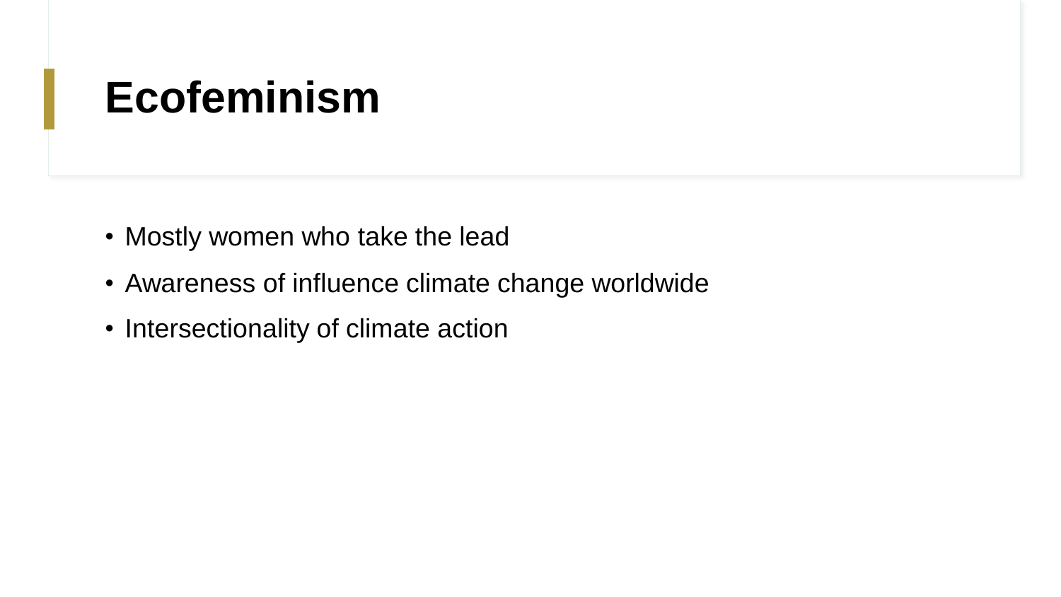# Ecofeminism

- Mostly women who take the lead
- Awareness of influence climate change worldwide
- Intersectionality of climate action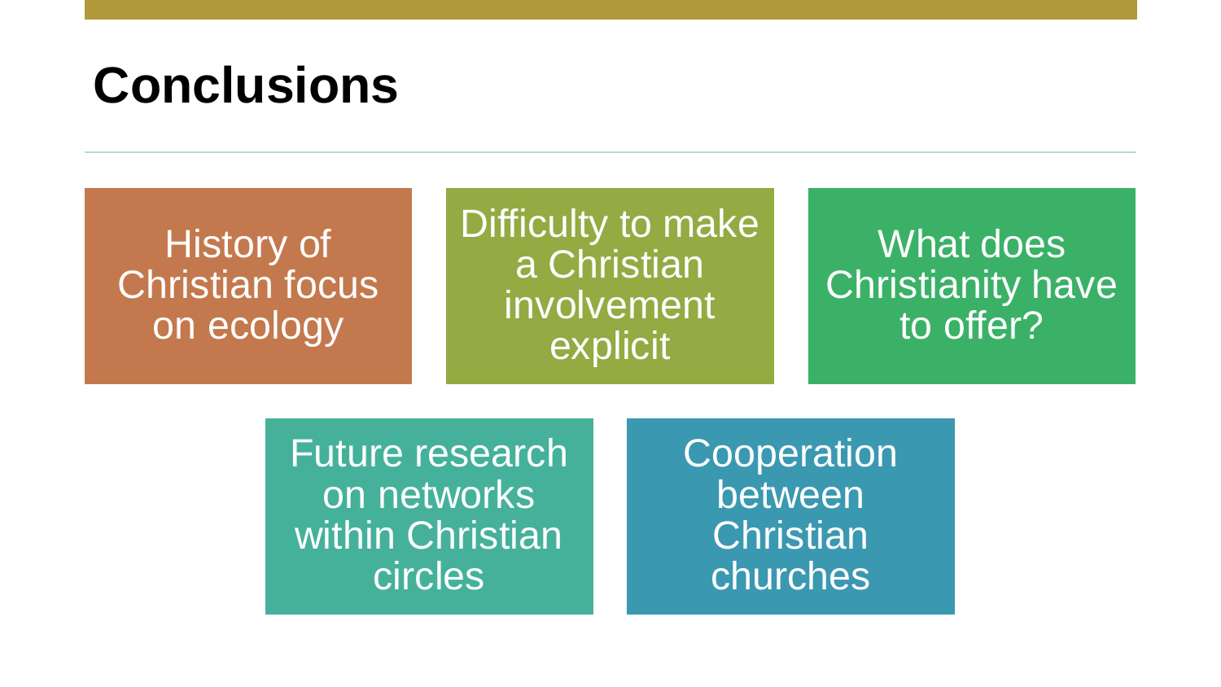# Conclusions

- History of Christian focus on ecology
- Difficulty to make a Christian involvement explicit
- What does Christianity have to offer?
- Future research on networks within Christian circles
- Cooperation between Christian churches